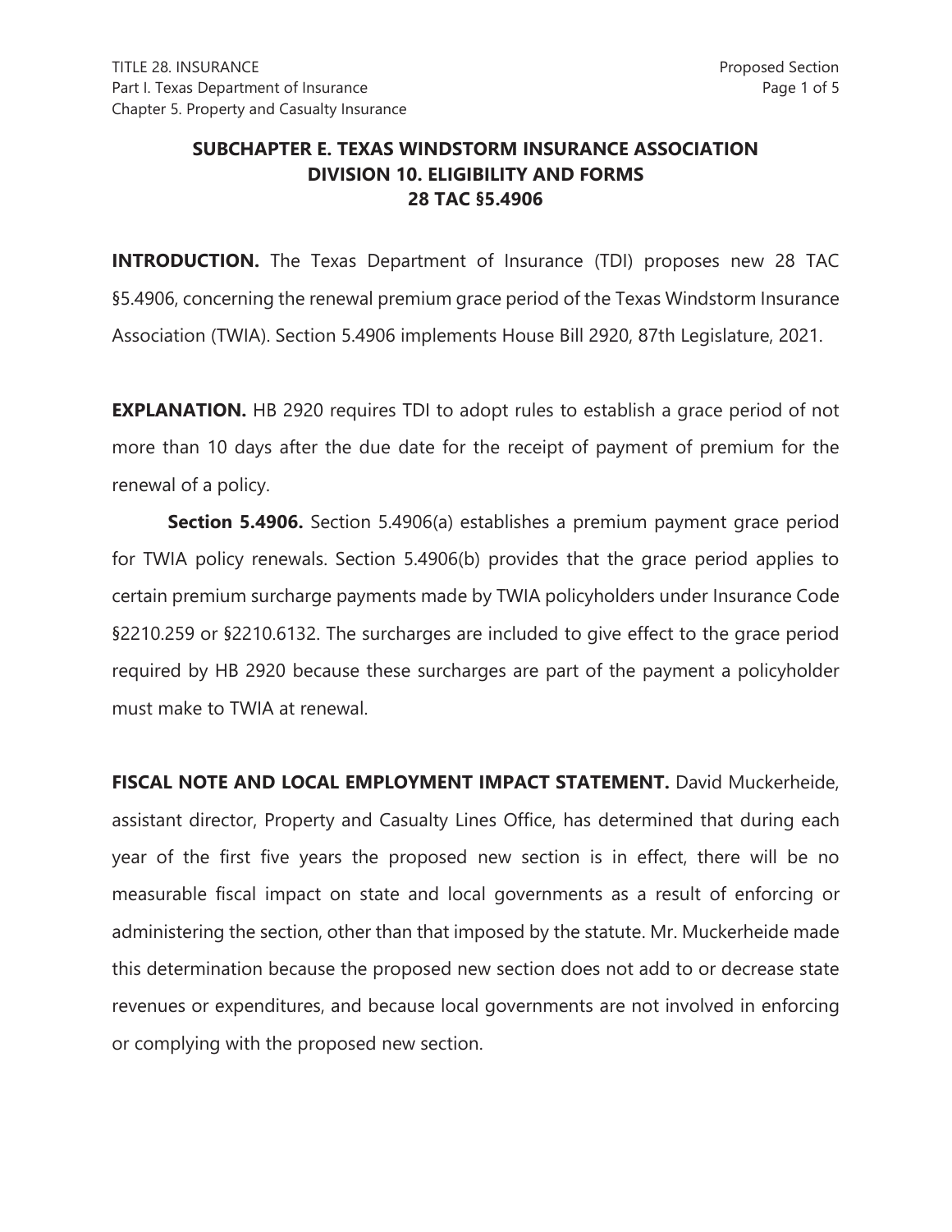## SUBCHAPTER E. TEXAS WINDSTORM INSURANCE ASSOCIATION
## DIVISION 10. ELIGIBILITY AND FORMS
## 28 TAC §5.4906

**INTRODUCTION.** The Texas Department of Insurance (TDI) proposes new 28 TAC §5.4906, concerning the renewal premium grace period of the Texas Windstorm Insurance Association (TWIA). Section 5.4906 implements House Bill 2920, 87th Legislature, 2021.

**EXPLANATION.** HB 2920 requires TDI to adopt rules to establish a grace period of not more than 10 days after the due date for the receipt of payment of premium for the renewal of a policy.

**Section 5.4906.** Section 5.4906(a) establishes a premium payment grace period for TWIA policy renewals. Section 5.4906(b) provides that the grace period applies to certain premium surcharge payments made by TWIA policyholders under Insurance Code §2210.259 or §2210.6132. The surcharges are included to give effect to the grace period required by HB 2920 because these surcharges are part of the payment a policyholder must make to TWIA at renewal.

**FISCAL NOTE AND LOCAL EMPLOYMENT IMPACT STATEMENT.** David Muckerheide, assistant director, Property and Casualty Lines Office, has determined that during each year of the first five years the proposed new section is in effect, there will be no measurable fiscal impact on state and local governments as a result of enforcing or administering the section, other than that imposed by the statute. Mr. Muckerheide made this determination because the proposed new section does not add to or decrease state revenues or expenditures, and because local governments are not involved in enforcing or complying with the proposed new section.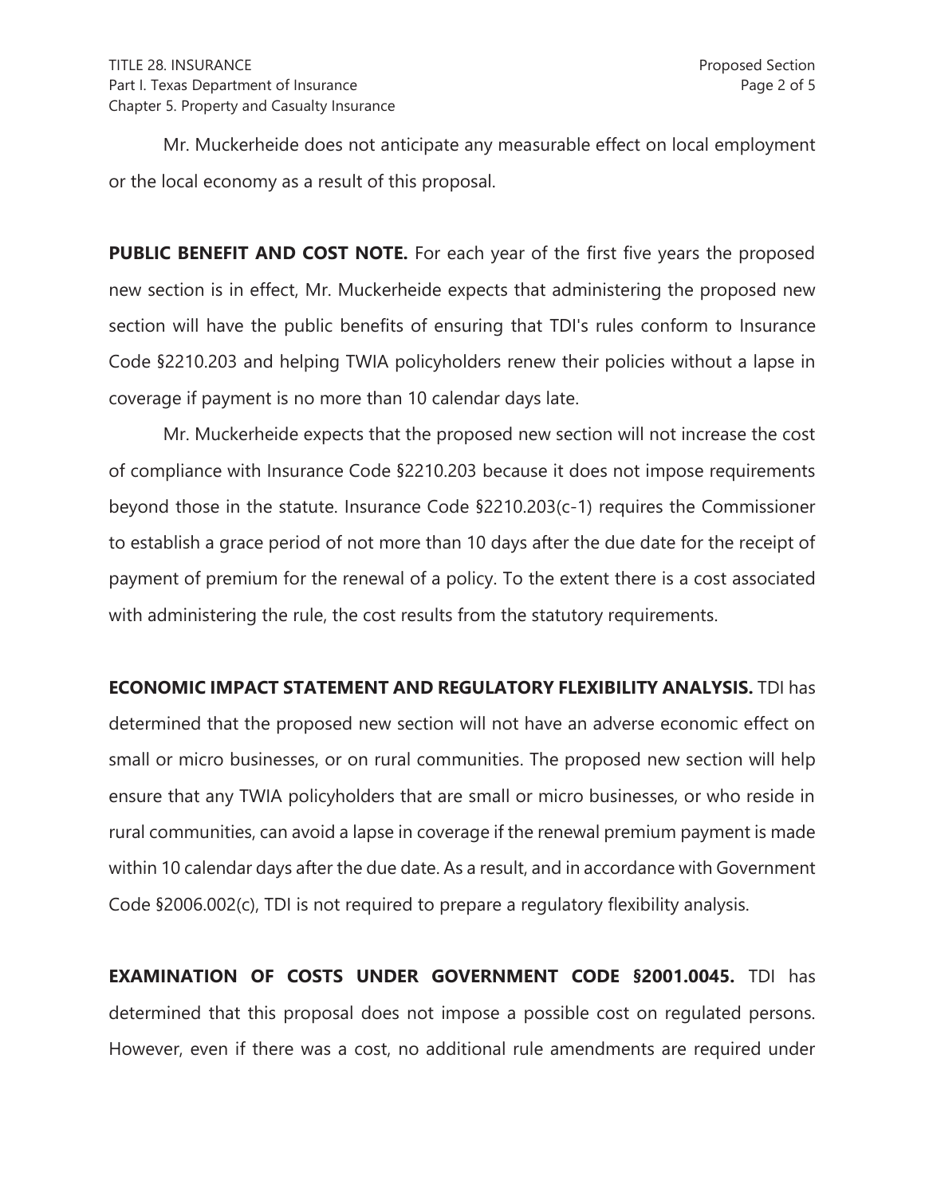Mr. Muckerheide does not anticipate any measurable effect on local employment or the local economy as a result of this proposal.

**PUBLIC BENEFIT AND COST NOTE.** For each year of the first five years the proposed new section is in effect, Mr. Muckerheide expects that administering the proposed new section will have the public benefits of ensuring that TDI's rules conform to Insurance Code §2210.203 and helping TWIA policyholders renew their policies without a lapse in coverage if payment is no more than 10 calendar days late.

Mr. Muckerheide expects that the proposed new section will not increase the cost of compliance with Insurance Code §2210.203 because it does not impose requirements beyond those in the statute. Insurance Code §2210.203(c-1) requires the Commissioner to establish a grace period of not more than 10 days after the due date for the receipt of payment of premium for the renewal of a policy. To the extent there is a cost associated with administering the rule, the cost results from the statutory requirements.

**ECONOMIC IMPACT STATEMENT AND REGULATORY FLEXIBILITY ANALYSIS.** TDI has determined that the proposed new section will not have an adverse economic effect on small or micro businesses, or on rural communities. The proposed new section will help ensure that any TWIA policyholders that are small or micro businesses, or who reside in rural communities, can avoid a lapse in coverage if the renewal premium payment is made within 10 calendar days after the due date. As a result, and in accordance with Government Code §2006.002(c), TDI is not required to prepare a regulatory flexibility analysis.

**EXAMINATION OF COSTS UNDER GOVERNMENT CODE §2001.0045.** TDI has determined that this proposal does not impose a possible cost on regulated persons. However, even if there was a cost, no additional rule amendments are required under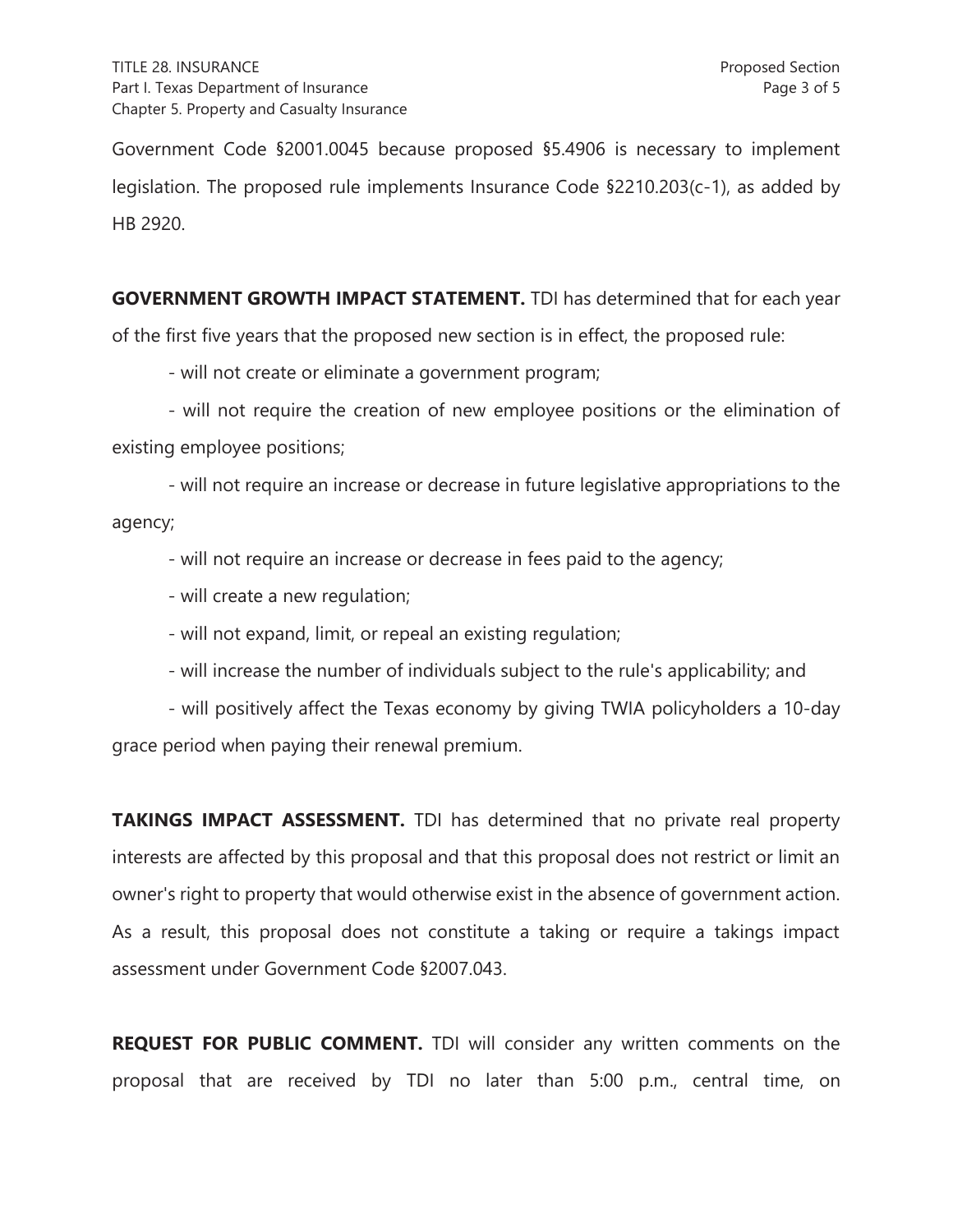Government Code §2001.0045 because proposed §5.4906 is necessary to implement legislation. The proposed rule implements Insurance Code §2210.203(c-1), as added by HB 2920.

**GOVERNMENT GROWTH IMPACT STATEMENT.** TDI has determined that for each year of the first five years that the proposed new section is in effect, the proposed rule:

- will not create or eliminate a government program;
- will not require the creation of new employee positions or the elimination of existing employee positions;
- will not require an increase or decrease in future legislative appropriations to the agency;
- will not require an increase or decrease in fees paid to the agency;
- will create a new regulation;
- will not expand, limit, or repeal an existing regulation;
- will increase the number of individuals subject to the rule's applicability; and
- will positively affect the Texas economy by giving TWIA policyholders a 10-day grace period when paying their renewal premium.

**TAKINGS IMPACT ASSESSMENT.** TDI has determined that no private real property interests are affected by this proposal and that this proposal does not restrict or limit an owner's right to property that would otherwise exist in the absence of government action. As a result, this proposal does not constitute a taking or require a takings impact assessment under Government Code §2007.043.

**REQUEST FOR PUBLIC COMMENT.** TDI will consider any written comments on the proposal that are received by TDI no later than 5:00 p.m., central time, on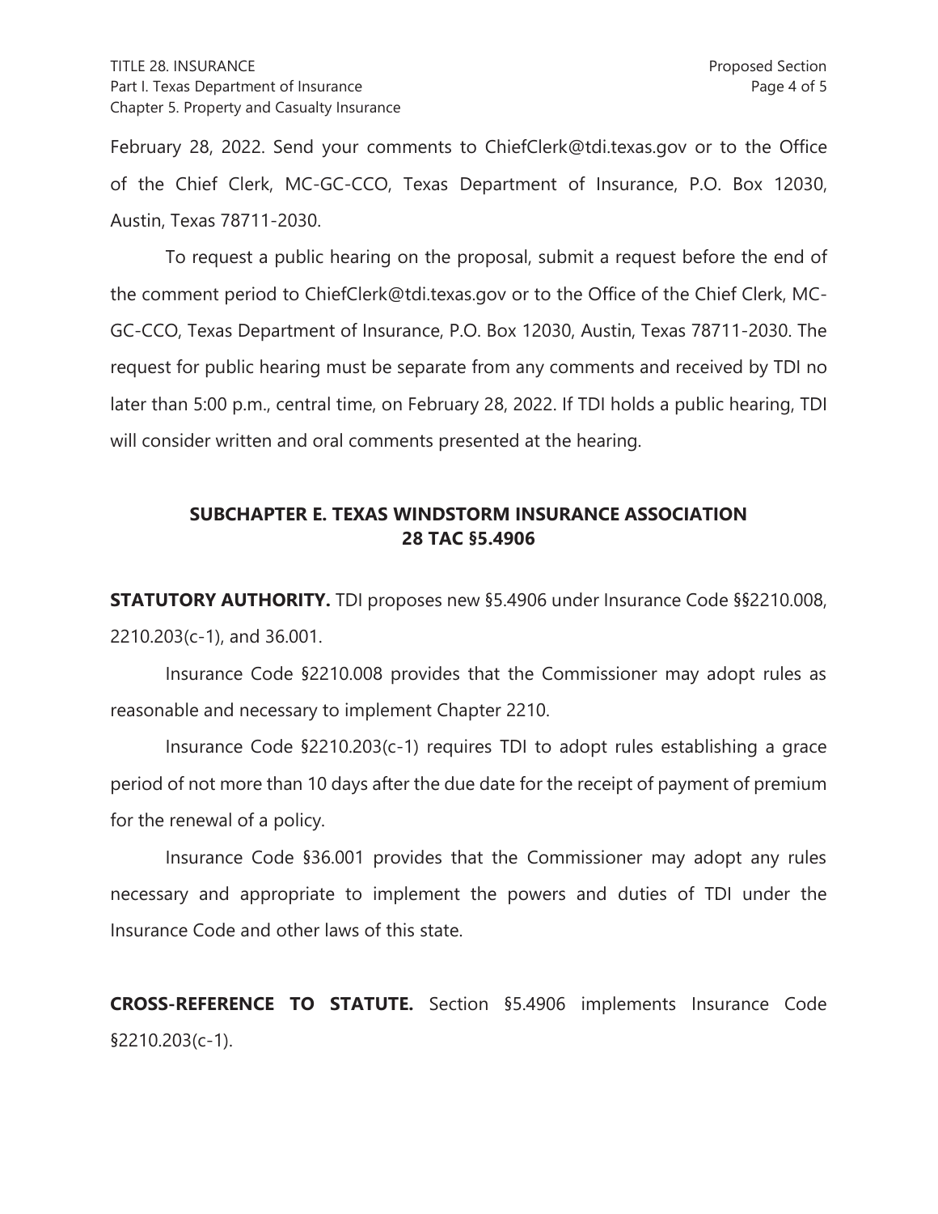February 28, 2022. Send your comments to ChiefClerk@tdi.texas.gov or to the Office of the Chief Clerk, MC-GC-CCO, Texas Department of Insurance, P.O. Box 12030, Austin, Texas 78711-2030.

To request a public hearing on the proposal, submit a request before the end of the comment period to ChiefClerk@tdi.texas.gov or to the Office of the Chief Clerk, MC-GC-CCO, Texas Department of Insurance, P.O. Box 12030, Austin, Texas 78711-2030. The request for public hearing must be separate from any comments and received by TDI no later than 5:00 p.m., central time, on February 28, 2022. If TDI holds a public hearing, TDI will consider written and oral comments presented at the hearing.

## SUBCHAPTER E. TEXAS WINDSTORM INSURANCE ASSOCIATION 28 TAC §5.4906

**STATUTORY AUTHORITY.** TDI proposes new §5.4906 under Insurance Code §§2210.008, 2210.203(c-1), and 36.001.

Insurance Code §2210.008 provides that the Commissioner may adopt rules as reasonable and necessary to implement Chapter 2210.

Insurance Code §2210.203(c-1) requires TDI to adopt rules establishing a grace period of not more than 10 days after the due date for the receipt of payment of premium for the renewal of a policy.

Insurance Code §36.001 provides that the Commissioner may adopt any rules necessary and appropriate to implement the powers and duties of TDI under the Insurance Code and other laws of this state.

**CROSS-REFERENCE TO STATUTE.** Section §5.4906 implements Insurance Code §2210.203(c-1).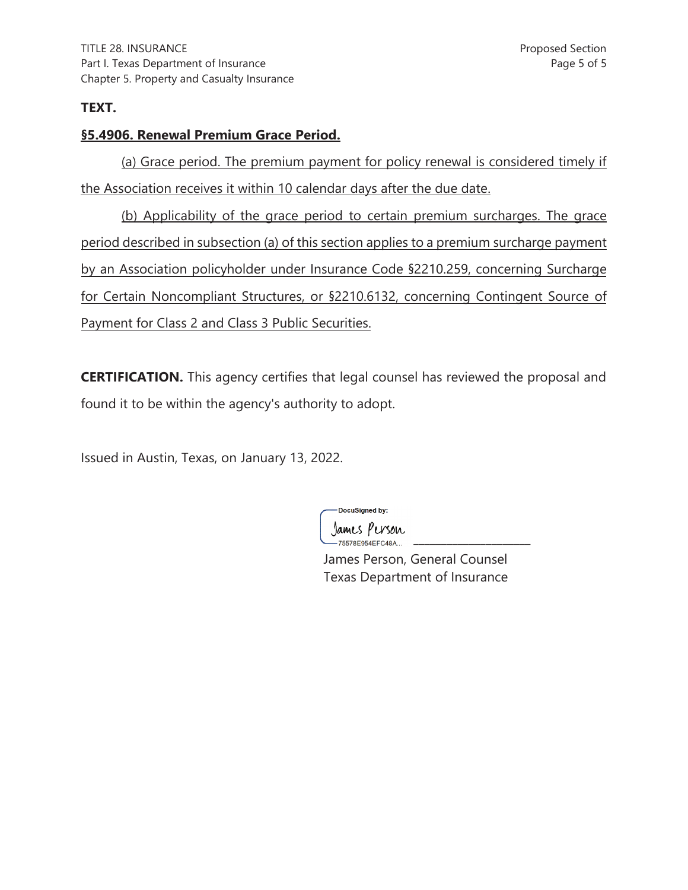**TEXT.**

**§5.4906. Renewal Premium Grace Period.**

(a) Grace period. The premium payment for policy renewal is considered timely if the Association receives it within 10 calendar days after the due date.

(b) Applicability of the grace period to certain premium surcharges. The grace period described in subsection (a) of this section applies to a premium surcharge payment by an Association policyholder under Insurance Code §2210.259, concerning Surcharge for Certain Noncompliant Structures, or §2210.6132, concerning Contingent Source of Payment for Class 2 and Class 3 Public Securities.

**CERTIFICATION.** This agency certifies that legal counsel has reviewed the proposal and found it to be within the agency's authority to adopt.

Issued in Austin, Texas, on January 13, 2022.

DocuSigned by:
James Person
75578E954EFC48A...

James Person, General Counsel
Texas Department of Insurance